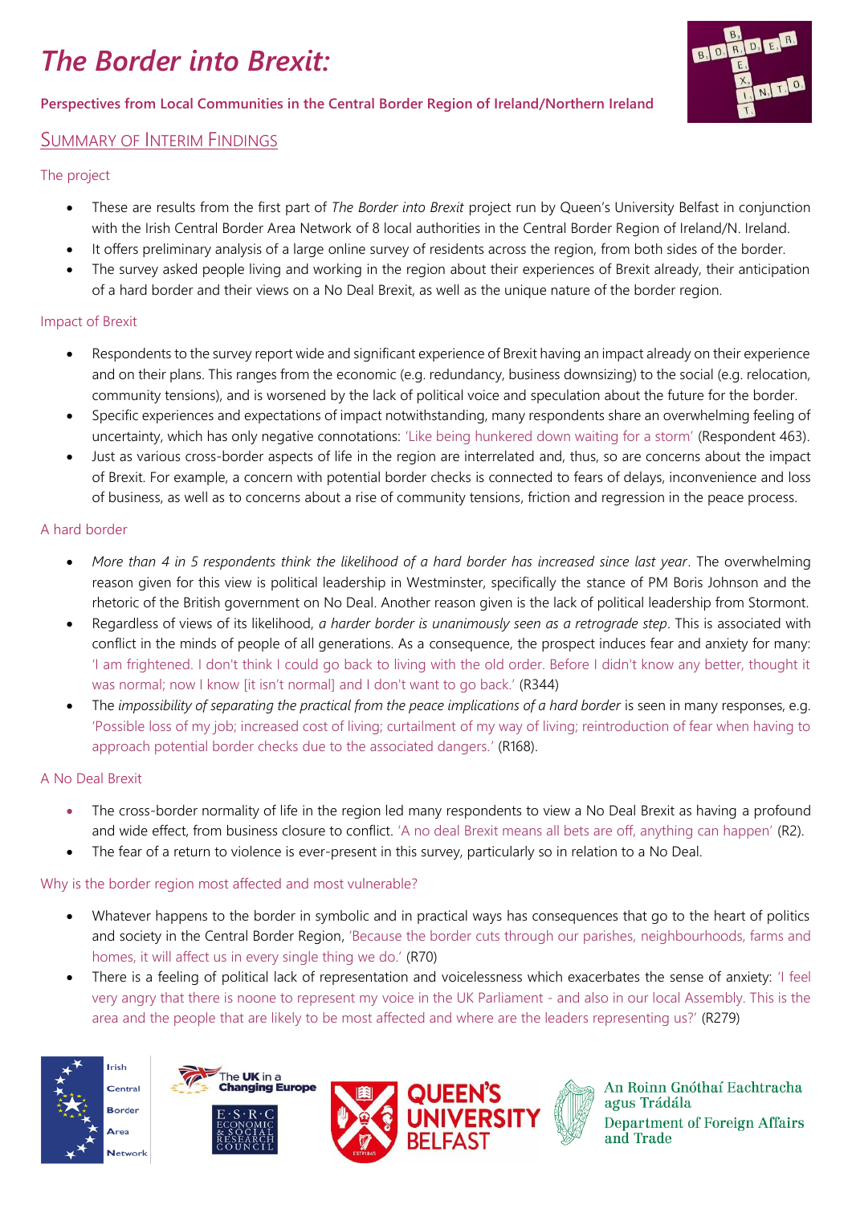# *The Border into Brexit:*

**Perspectives from Local Communities in the Central Border Region of Ireland/Northern Ireland**

## Summary of Interim Findings

### The project

- These are results from the first part of *The Border into Brexit* project run by Queen's University Belfast in conjunction with the Irish Central Border Area Network of 8 local authorities in the Central Border Region of Ireland/N. Ireland.
- It offers preliminary analysis of a large online survey of residents across the region, from both sides of the border.
- The survey asked people living and working in the region about their experiences of Brexit already, their anticipation of a hard border and their views on a No Deal Brexit, as well as the unique nature of the border region.

### Impact of Brexit

- Respondents to the survey report wide and significant experience of Brexit having an impact already on their experience and on their plans. This ranges from the economic (e.g. redundancy, business downsizing) to the social (e.g. relocation, community tensions), and is worsened by the lack of political voice and speculation about the future for the border.
- Specific experiences and expectations of impact notwithstanding, many respondents share an overwhelming feeling of uncertainty, which has only negative connotations: 'Like being hunkered down waiting for a storm' (Respondent 463).
- Just as various cross-border aspects of life in the region are interrelated and, thus, so are concerns about the impact of Brexit. For example, a concern with potential border checks is connected to fears of delays, inconvenience and loss of business, as well as to concerns about a rise of community tensions, friction and regression in the peace process.

### A hard border

- *More than 4 in 5 respondents think the likelihood of a hard border has increased since last year*. The overwhelming reason given for this view is political leadership in Westminster, specifically the stance of PM Boris Johnson and the rhetoric of the British government on No Deal. Another reason given is the lack of political leadership from Stormont.
- Regardless of views of its likelihood, *a harder border is unanimously seen as a retrograde step*. This is associated with conflict in the minds of people of all generations. As a consequence, the prospect induces fear and anxiety for many: 'I am frightened. I don't think I could go back to living with the old order. Before I didn't know any better, thought it was normal; now I know [it isn't normal] and I don't want to go back.' (R344)
- The *impossibility of separating the practical from the peace implications of a hard border* is seen in many responses, e.g. 'Possible loss of my job; increased cost of living; curtailment of my way of living; reintroduction of fear when having to approach potential border checks due to the associated dangers.' (R168).

### A No Deal Brexit

- The cross-border normality of life in the region led many respondents to view a No Deal Brexit as having a profound and wide effect, from business closure to conflict. 'A no deal Brexit means all bets are off, anything can happen' (R2).
- The fear of a return to violence is ever-present in this survey, particularly so in relation to a No Deal.

### Why is the border region most affected and most vulnerable?

- Whatever happens to the border in symbolic and in practical ways has consequences that go to the heart of politics and society in the Central Border Region, 'Because the border cuts through our parishes, neighbourhoods, farms and homes, it will affect us in every single thing we do.' (R70)
- There is a feeling of political lack of representation and voicelessness which exacerbates the sense of anxiety: 'I feel very angry that there is noone to represent my voice in the UK Parliament - and also in our local Assembly. This is the area and the people that are likely to be most affected and where are the leaders representing us?' (R279)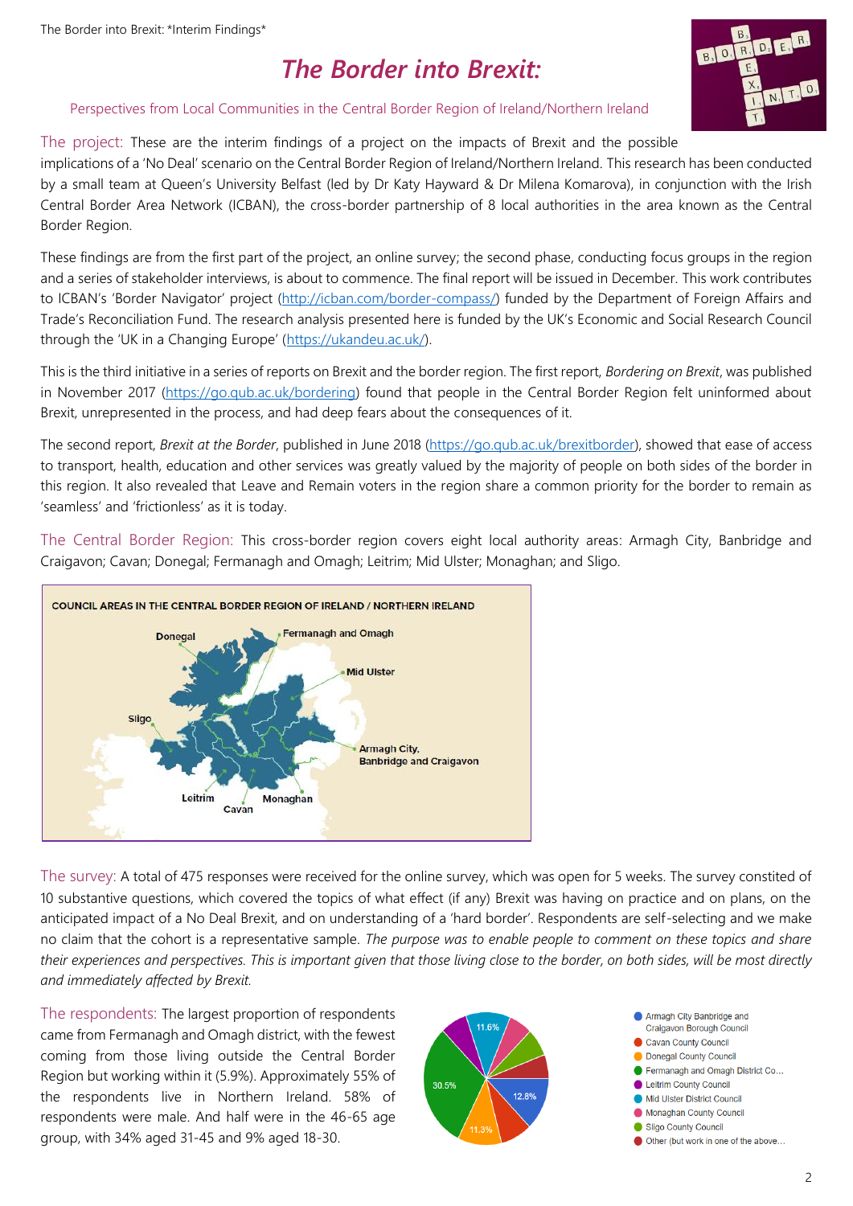# *The Border into Brexit:*

Perspectives from Local Communities in the Central Border Region of Ireland/Northern Ireland

The project: These are the interim findings of a project on the impacts of Brexit and the possible implications of a 'No Deal' scenario on the Central Border Region of Ireland/Northern Ireland. This research has been conducted by a small team at Queen's University Belfast (led by Dr Katy Hayward & Dr Milena Komarova), in conjunction with the Irish Central Border Area Network (ICBAN), the cross-border partnership of 8 local authorities in the area known as the Central Border Region.

These findings are from the first part of the project, an online survey; the second phase, conducting focus groups in the region and a series of stakeholder interviews, is about to commence. The final report will be issued in December. This work contributes to ICBAN's 'Border Navigator' project (http://icban.com/border-compass/) funded by the Department of Foreign Affairs and Trade's Reconciliation Fund. The research analysis presented here is funded by the UK's Economic and Social Research Council through the 'UK in a Changing Europe' (https://ukandeu.ac.uk/).

This is the third initiative in a series of reports on Brexit and the border region. The first report, *Bordering on Brexit*, was published in November 2017 (https://go.qub.ac.uk/bordering) found that people in the Central Border Region felt uninformed about Brexit, unrepresented in the process, and had deep fears about the consequences of it.

The second report, *Brexit at the Border*, published in June 2018 (https://go.qub.ac.uk/brexitborder), showed that ease of access to transport, health, education and other services was greatly valued by the majority of people on both sides of the border in this region. It also revealed that Leave and Remain voters in the region share a common priority for the border to remain as 'seamless' and 'frictionless' as it is today.

The Central Border Region: This cross-border region covers eight local authority areas: Armagh City, Banbridge and Craigavon; Cavan; Donegal; Fermanagh and Omagh; Leitrim; Mid Ulster; Monaghan; and Sligo.

COUNCIL AREAS IN THE CENTRAL BORDER REGION OF IRELAND / NORTHERN IRELAND

Donegal, Fermanagh and Omagh, Mid Ulster, Sligo, Armagh City, Banbridge and Craigavon, Leitrim, Cavan, Monaghan

The survey: A total of 475 responses were received for the online survey, which was open for 5 weeks. The survey constited of 10 substantive questions, which covered the topics of what effect (if any) Brexit was having on practice and on plans, on the anticipated impact of a No Deal Brexit, and on understanding of a 'hard border'. Respondents are self-selecting and we make no claim that the cohort is a representative sample. *The purpose was to enable people to comment on these topics and share their experiences and perspectives. This is important given that those living close to the border, on both sides, will be most directly and immediately affected by Brexit.*

The respondents: The largest proportion of respondents came from Fermanagh and Omagh district, with the fewest coming from those living outside the Central Border Region but working within it (5.9%). Approximately 55% of the respondents live in Northern Ireland. 58% of respondents were male. And half were in the 46-65 age group, with 34% aged 31-45 and 9% aged 18-30.

- Armagh City Banbridge and Craigavon Borough Council (12.8%)
- Cavan County Council
- Donegal County Council (11.3%)
- Fermanagh and Omagh District Co... (30.5%)
- Leitrim County Council
- Mid Ulster District Council (11.6%)
- Monaghan County Council
- Sligo County Council
- Other (but work in one of the above...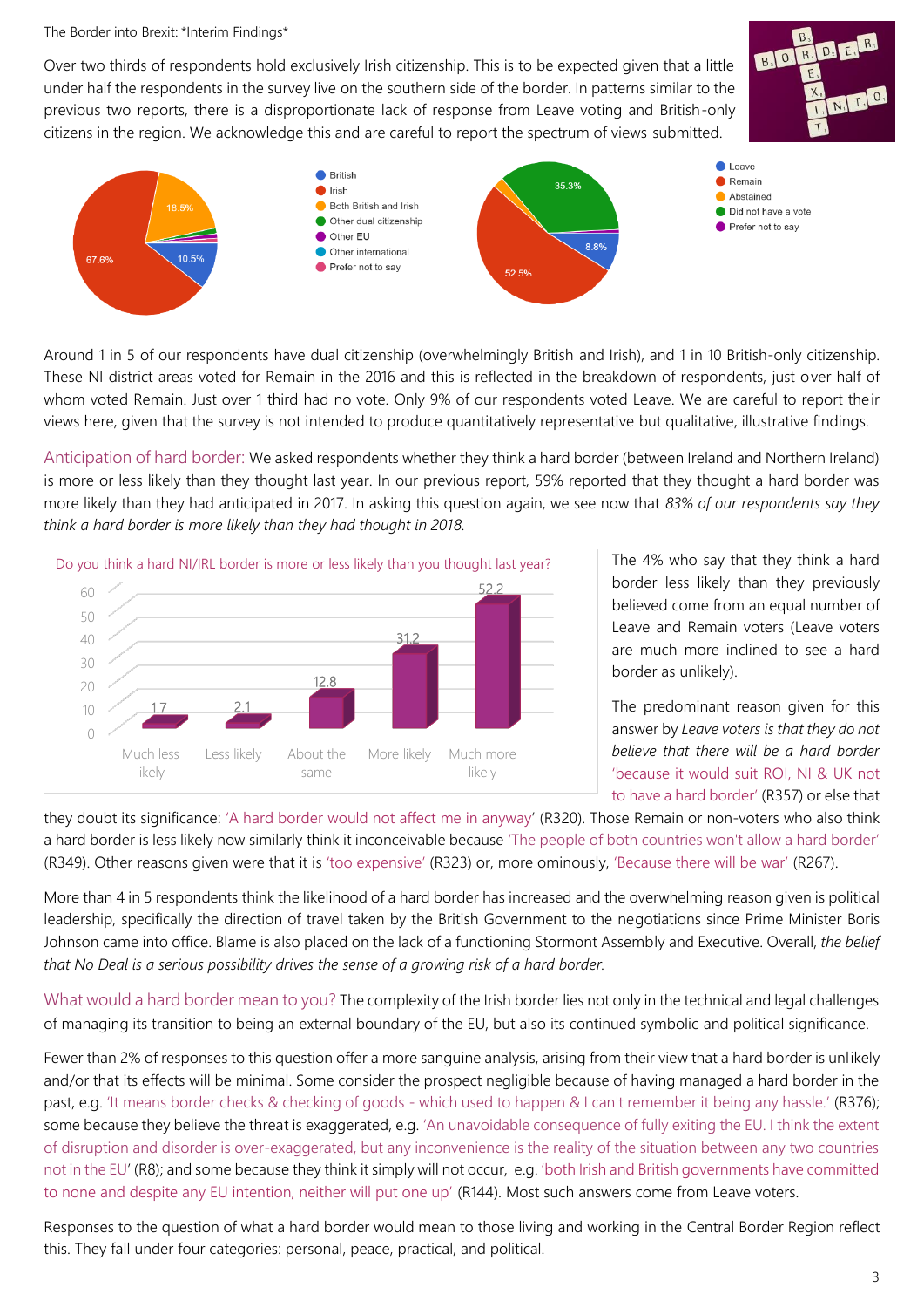The Border into Brexit: *Interim Findings*

Over two thirds of respondents hold exclusively Irish citizenship. This is to be expected given that a little under half the respondents in the survey live on the southern side of the border. In patterns similar to the previous two reports, there is a disproportionate lack of response from Leave voting and British-only citizens in the region. We acknowledge this and are careful to report the spectrum of views submitted.

| Citizenship | % |
|---|---|
| Irish | 67.6% |
| Both British and Irish | 18.5% |
| British | 10.5% |
| Other dual citizenship | |
| Other EU | |
| Other international | |
| Prefer not to say | |

| Vote | % |
|---|---|
| Remain | 52.5% |
| Did not have a vote | 35.3% |
| Leave | 8.8% |
| Abstained | |
| Prefer not to say | |

Around 1 in 5 of our respondents have dual citizenship (overwhelmingly British and Irish), and 1 in 10 British-only citizenship. These NI district areas voted for Remain in the 2016 and this is reflected in the breakdown of respondents, just over half of whom voted Remain. Just over 1 third had no vote. Only 9% of our respondents voted Leave. We are careful to report their views here, given that the survey is not intended to produce quantitatively representative but qualitative, illustrative findings.

**Anticipation of hard border:** We asked respondents whether they think a hard border (between Ireland and Northern Ireland) is more or less likely than they thought last year. In our previous report, 59% reported that they thought a hard border was more likely than they had anticipated in 2017. In asking this question again, we see now that *83% of our respondents say they think a hard border is more likely than they had thought in 2018.*

Do you think a hard NI/IRL border is more or less likely than you thought last year?

| Response | % |
|---|---|
| Much less likely | 1.7 |
| Less likely | 2.1 |
| About the same | 12.8 |
| More likely | 31.2 |
| Much more likely | 52.2 |

The 4% who say that they think a hard border less likely than they previously believed come from an equal number of Leave and Remain voters (Leave voters are much more inclined to see a hard border as unlikely).

The predominant reason given for this answer by *Leave voters is that they do not believe that there will be a hard border* 'because it would suit ROI, NI & UK not to have a hard border' (R357) or else that they doubt its significance: 'A hard border would not affect me in anyway' (R320). Those Remain or non-voters who also think a hard border is less likely now similarly think it inconceivable because 'The people of both countries won't allow a hard border' (R349). Other reasons given were that it is 'too expensive' (R323) or, more ominously, 'Because there will be war' (R267).

More than 4 in 5 respondents think the likelihood of a hard border has increased and the overwhelming reason given is political leadership, specifically the direction of travel taken by the British Government to the negotiations since Prime Minister Boris Johnson came into office. Blame is also placed on the lack of a functioning Stormont Assembly and Executive. Overall, *the belief that No Deal is a serious possibility drives the sense of a growing risk of a hard border.*

**What would a hard border mean to you?** The complexity of the Irish border lies not only in the technical and legal challenges of managing its transition to being an external boundary of the EU, but also its continued symbolic and political significance.

Fewer than 2% of responses to this question offer a more sanguine analysis, arising from their view that a hard border is unlikely and/or that its effects will be minimal. Some consider the prospect negligible because of having managed a hard border in the past, e.g. 'It means border checks & checking of goods - which used to happen & I can't remember it being any hassle.' (R376); some because they believe the threat is exaggerated, e.g. 'An unavoidable consequence of fully exiting the EU. I think the extent of disruption and disorder is over-exaggerated, but any inconvenience is the reality of the situation between any two countries not in the EU' (R8); and some because they think it simply will not occur, e.g. 'both Irish and British governments have committed to none and despite any EU intention, neither will put one up' (R144). Most such answers come from Leave voters.

Responses to the question of what a hard border would mean to those living and working in the Central Border Region reflect this. They fall under four categories: personal, peace, practical, and political.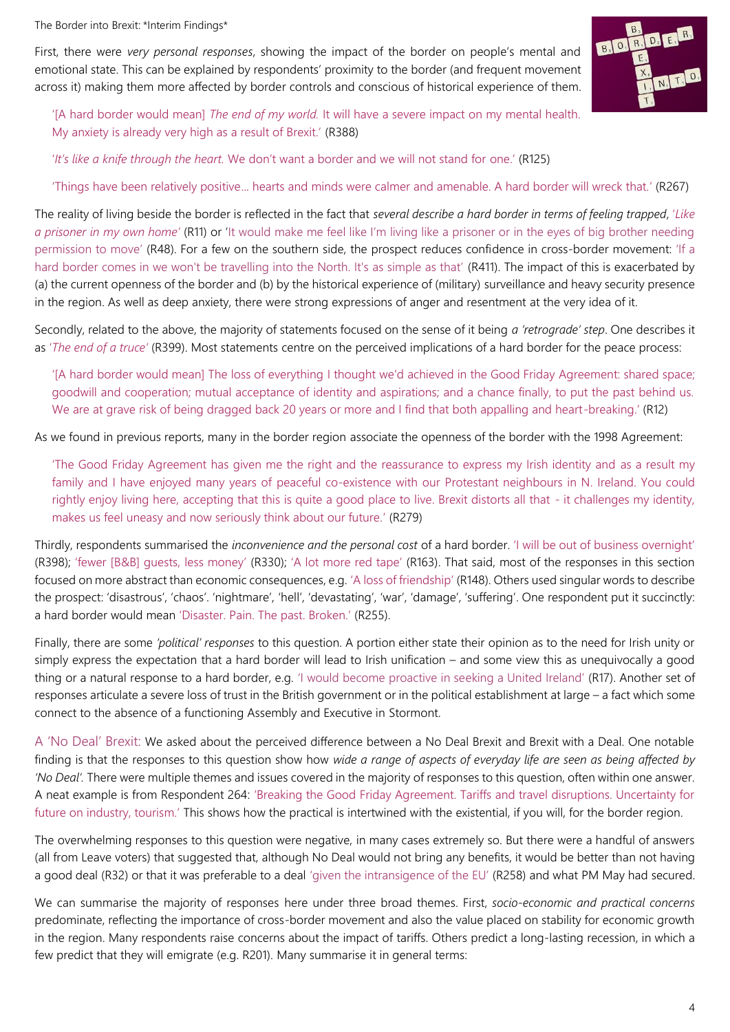First, there were *very personal responses*, showing the impact of the border on people's mental and emotional state. This can be explained by respondents' proximity to the border (and frequent movement across it) making them more affected by border controls and conscious of historical experience of them.

> '[A hard border would mean] *The end of my world.* It will have a severe impact on my mental health. My anxiety is already very high as a result of Brexit.' (R388)

> '*It's like a knife through the heart.* We don't want a border and we will not stand for one.' (R125)

> 'Things have been relatively positive... hearts and minds were calmer and amenable. A hard border will wreck that.' (R267)

The reality of living beside the border is reflected in the fact that *several describe a hard border in terms of feeling trapped*, '*Like a prisoner in my own home*' (R11) or 'It would make me feel like I'm living like a prisoner or in the eyes of big brother needing permission to move' (R48). For a few on the southern side, the prospect reduces confidence in cross-border movement: 'If a hard border comes in we won't be travelling into the North. It's as simple as that' (R411). The impact of this is exacerbated by (a) the current openness of the border and (b) by the historical experience of (military) surveillance and heavy security presence in the region. As well as deep anxiety, there were strong expressions of anger and resentment at the very idea of it.

Secondly, related to the above, the majority of statements focused on the sense of it being *a 'retrograde' step*. One describes it as '*The end of a truce*' (R399). Most statements centre on the perceived implications of a hard border for the peace process:

> '[A hard border would mean] The loss of everything I thought we'd achieved in the Good Friday Agreement: shared space; goodwill and cooperation; mutual acceptance of identity and aspirations; and a chance finally, to put the past behind us. We are at grave risk of being dragged back 20 years or more and I find that both appalling and heart-breaking.' (R12)

As we found in previous reports, many in the border region associate the openness of the border with the 1998 Agreement:

> 'The Good Friday Agreement has given me the right and the reassurance to express my Irish identity and as a result my family and I have enjoyed many years of peaceful co-existence with our Protestant neighbours in N. Ireland. You could rightly enjoy living here, accepting that this is quite a good place to live. Brexit distorts all that - it challenges my identity, makes us feel uneasy and now seriously think about our future.' (R279)

Thirdly, respondents summarised the *inconvenience and the personal cost* of a hard border. 'I will be out of business overnight' (R398); 'fewer [B&B] guests, less money' (R330); 'A lot more red tape' (R163). That said, most of the responses in this section focused on more abstract than economic consequences, e.g. 'A loss of friendship' (R148). Others used singular words to describe the prospect: 'disastrous', 'chaos'. 'nightmare', 'hell', 'devastating', 'war', 'damage', 'suffering'. One respondent put it succinctly: a hard border would mean 'Disaster. Pain. The past. Broken.' (R255).

Finally, there are some *'political' responses* to this question. A portion either state their opinion as to the need for Irish unity or simply express the expectation that a hard border will lead to Irish unification – and some view this as unequivocally a good thing or a natural response to a hard border, e.g. 'I would become proactive in seeking a United Ireland' (R17). Another set of responses articulate a severe loss of trust in the British government or in the political establishment at large – a fact which some connect to the absence of a functioning Assembly and Executive in Stormont.

A 'No Deal' Brexit: We asked about the perceived difference between a No Deal Brexit and Brexit with a Deal. One notable finding is that the responses to this question show how *wide a range of aspects of everyday life are seen as being affected by 'No Deal'*. There were multiple themes and issues covered in the majority of responses to this question, often within one answer. A neat example is from Respondent 264: 'Breaking the Good Friday Agreement. Tariffs and travel disruptions. Uncertainty for future on industry, tourism.' This shows how the practical is intertwined with the existential, if you will, for the border region.

The overwhelming responses to this question were negative, in many cases extremely so. But there were a handful of answers (all from Leave voters) that suggested that, although No Deal would not bring any benefits, it would be better than not having a good deal (R32) or that it was preferable to a deal 'given the intransigence of the EU' (R258) and what PM May had secured.

We can summarise the majority of responses here under three broad themes. First, *socio-economic and practical concerns* predominate, reflecting the importance of cross-border movement and also the value placed on stability for economic growth in the region. Many respondents raise concerns about the impact of tariffs. Others predict a long-lasting recession, in which a few predict that they will emigrate (e.g. R201). Many summarise it in general terms: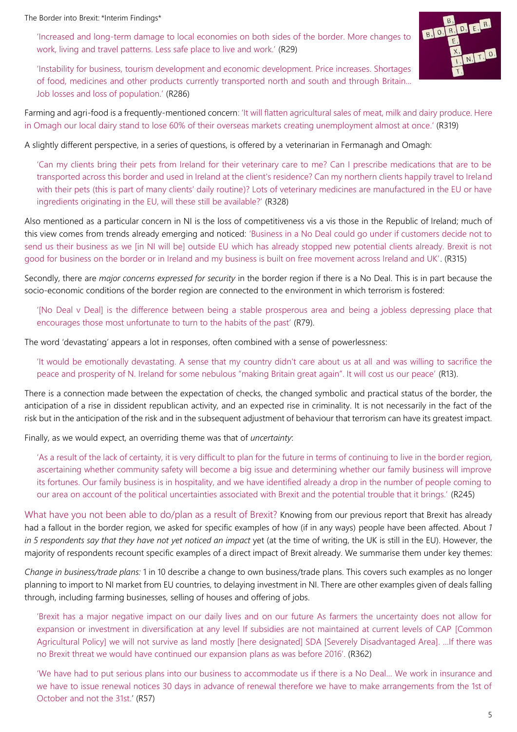'Increased and long-term damage to local economies on both sides of the border. More changes to work, living and travel patterns. Less safe place to live and work.' (R29)

'Instability for business, tourism development and economic development. Price increases. Shortages of food, medicines and other products currently transported north and south and through Britain… Job losses and loss of population.' (R286)

Farming and agri-food is a frequently-mentioned concern: 'It will flatten agricultural sales of meat, milk and dairy produce. Here in Omagh our local dairy stand to lose 60% of their overseas markets creating unemployment almost at once.' (R319)

A slightly different perspective, in a series of questions, is offered by a veterinarian in Fermanagh and Omagh:

'Can my clients bring their pets from Ireland for their veterinary care to me? Can I prescribe medications that are to be transported across this border and used in Ireland at the client's residence? Can my northern clients happily travel to Ireland with their pets (this is part of many clients' daily routine)? Lots of veterinary medicines are manufactured in the EU or have ingredients originating in the EU, will these still be available?' (R328)

Also mentioned as a particular concern in NI is the loss of competitiveness vis a vis those in the Republic of Ireland; much of this view comes from trends already emerging and noticed: 'Business in a No Deal could go under if customers decide not to send us their business as we [in NI will be] outside EU which has already stopped new potential clients already. Brexit is not good for business on the border or in Ireland and my business is built on free movement across Ireland and UK'. (R315)

Secondly, there are *major concerns expressed for security* in the border region if there is a No Deal. This is in part because the socio-economic conditions of the border region are connected to the environment in which terrorism is fostered:

'[No Deal v Deal] is the difference between being a stable prosperous area and being a jobless depressing place that encourages those most unfortunate to turn to the habits of the past' (R79).

The word 'devastating' appears a lot in responses, often combined with a sense of powerlessness:

'It would be emotionally devastating. A sense that my country didn't care about us at all and was willing to sacrifice the peace and prosperity of N. Ireland for some nebulous "making Britain great again". It will cost us our peace' (R13).

There is a connection made between the expectation of checks, the changed symbolic and practical status of the border, the anticipation of a rise in dissident republican activity, and an expected rise in criminality. It is not necessarily in the fact of the risk but in the anticipation of the risk and in the subsequent adjustment of behaviour that terrorism can have its greatest impact.

Finally, as we would expect, an overriding theme was that of *uncertainty*:

'As a result of the lack of certainty, it is very difficult to plan for the future in terms of continuing to live in the border region, ascertaining whether community safety will become a big issue and determining whether our family business will improve its fortunes. Our family business is in hospitality, and we have identified already a drop in the number of people coming to our area on account of the political uncertainties associated with Brexit and the potential trouble that it brings.' (R245)

What have you not been able to do/plan as a result of Brexit? Knowing from our previous report that Brexit has already had a fallout in the border region, we asked for specific examples of how (if in any ways) people have been affected. About *1 in 5 respondents say that they have not yet noticed an impact* yet (at the time of writing, the UK is still in the EU). However, the majority of respondents recount specific examples of a direct impact of Brexit already. We summarise them under key themes:

*Change in business/trade plans:* 1 in 10 describe a change to own business/trade plans. This covers such examples as no longer planning to import to NI market from EU countries, to delaying investment in NI. There are other examples given of deals falling through, including farming businesses, selling of houses and offering of jobs.

'Brexit has a major negative impact on our daily lives and on our future As farmers the uncertainty does not allow for expansion or investment in diversification at any level If subsidies are not maintained at current levels of CAP [Common Agricultural Policy] we will not survive as land mostly [here designated] SDA [Severely Disadvantaged Area]. …If there was no Brexit threat we would have continued our expansion plans as was before 2016'. (R362)

'We have had to put serious plans into our business to accommodate us if there is a No Deal… We work in insurance and we have to issue renewal notices 30 days in advance of renewal therefore we have to make arrangements from the 1st of October and not the 31st.' (R57)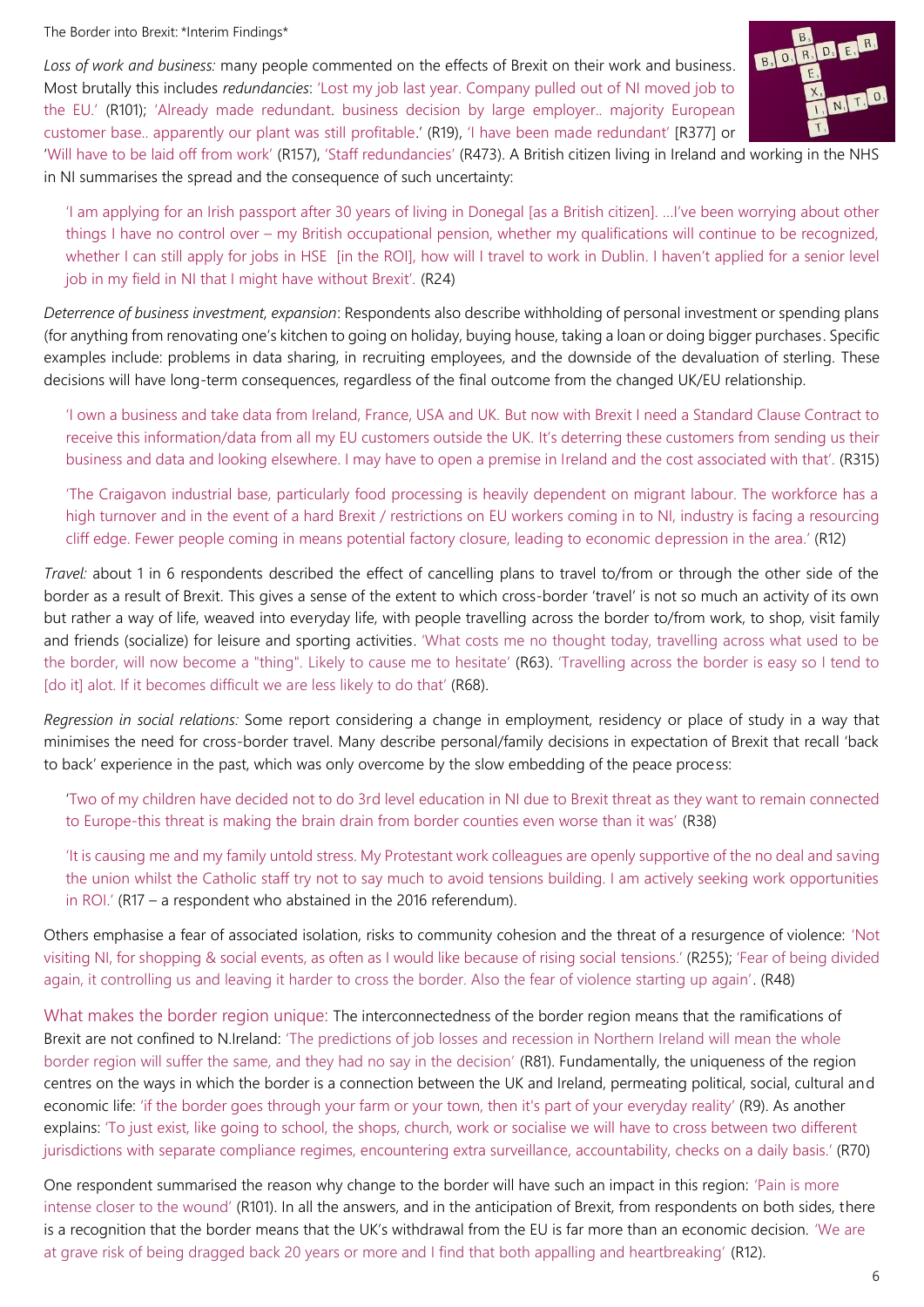*Loss of work and business:* many people commented on the effects of Brexit on their work and business. Most brutally this includes *redundancies*: 'Lost my job last year. Company pulled out of NI moved job to the EU.' (R101); 'Already made redundant. business decision by large employer.. majority European customer base.. apparently our plant was still profitable.' (R19), 'I have been made redundant' [R377] or 'Will have to be laid off from work' (R157), 'Staff redundancies' (R473). A British citizen living in Ireland and working in the NHS in NI summarises the spread and the consequence of such uncertainty:

> 'I am applying for an Irish passport after 30 years of living in Donegal [as a British citizen]. …I've been worrying about other things I have no control over – my British occupational pension, whether my qualifications will continue to be recognized, whether I can still apply for jobs in HSE [in the ROI], how will I travel to work in Dublin. I haven't applied for a senior level job in my field in NI that I might have without Brexit'. (R24)

*Deterrence of business investment, expansion*: Respondents also describe withholding of personal investment or spending plans (for anything from renovating one's kitchen to going on holiday, buying house, taking a loan or doing bigger purchases. Specific examples include: problems in data sharing, in recruiting employees, and the downside of the devaluation of sterling. These decisions will have long-term consequences, regardless of the final outcome from the changed UK/EU relationship.

> 'I own a business and take data from Ireland, France, USA and UK. But now with Brexit I need a Standard Clause Contract to receive this information/data from all my EU customers outside the UK. It's deterring these customers from sending us their business and data and looking elsewhere. I may have to open a premise in Ireland and the cost associated with that'. (R315)

> 'The Craigavon industrial base, particularly food processing is heavily dependent on migrant labour. The workforce has a high turnover and in the event of a hard Brexit / restrictions on EU workers coming in to NI, industry is facing a resourcing cliff edge. Fewer people coming in means potential factory closure, leading to economic depression in the area.' (R12)

*Travel:* about 1 in 6 respondents described the effect of cancelling plans to travel to/from or through the other side of the border as a result of Brexit. This gives a sense of the extent to which cross-border 'travel' is not so much an activity of its own but rather a way of life, weaved into everyday life, with people travelling across the border to/from work, to shop, visit family and friends (socialize) for leisure and sporting activities. 'What costs me no thought today, travelling across what used to be the border, will now become a "thing". Likely to cause me to hesitate' (R63). 'Travelling across the border is easy so I tend to [do it] alot. If it becomes difficult we are less likely to do that' (R68).

*Regression in social relations:* Some report considering a change in employment, residency or place of study in a way that minimises the need for cross-border travel. Many describe personal/family decisions in expectation of Brexit that recall 'back to back' experience in the past, which was only overcome by the slow embedding of the peace process:

> 'Two of my children have decided not to do 3rd level education in NI due to Brexit threat as they want to remain connected to Europe-this threat is making the brain drain from border counties even worse than it was' (R38)

> 'It is causing me and my family untold stress. My Protestant work colleagues are openly supportive of the no deal and saving the union whilst the Catholic staff try not to say much to avoid tensions building. I am actively seeking work opportunities in ROI.' (R17 – a respondent who abstained in the 2016 referendum).

Others emphasise a fear of associated isolation, risks to community cohesion and the threat of a resurgence of violence: 'Not visiting NI, for shopping & social events, as often as I would like because of rising social tensions.' (R255); 'Fear of being divided again, it controlling us and leaving it harder to cross the border. Also the fear of violence starting up again'. (R48)

What makes the border region unique: The interconnectedness of the border region means that the ramifications of Brexit are not confined to N.Ireland: 'The predictions of job losses and recession in Northern Ireland will mean the whole border region will suffer the same, and they had no say in the decision' (R81). Fundamentally, the uniqueness of the region centres on the ways in which the border is a connection between the UK and Ireland, permeating political, social, cultural and economic life: 'if the border goes through your farm or your town, then it's part of your everyday reality' (R9). As another explains: 'To just exist, like going to school, the shops, church, work or socialise we will have to cross between two different jurisdictions with separate compliance regimes, encountering extra surveillance, accountability, checks on a daily basis.' (R70)

One respondent summarised the reason why change to the border will have such an impact in this region: 'Pain is more intense closer to the wound' (R101). In all the answers, and in the anticipation of Brexit, from respondents on both sides, there is a recognition that the border means that the UK's withdrawal from the EU is far more than an economic decision. 'We are at grave risk of being dragged back 20 years or more and I find that both appalling and heartbreaking' (R12).